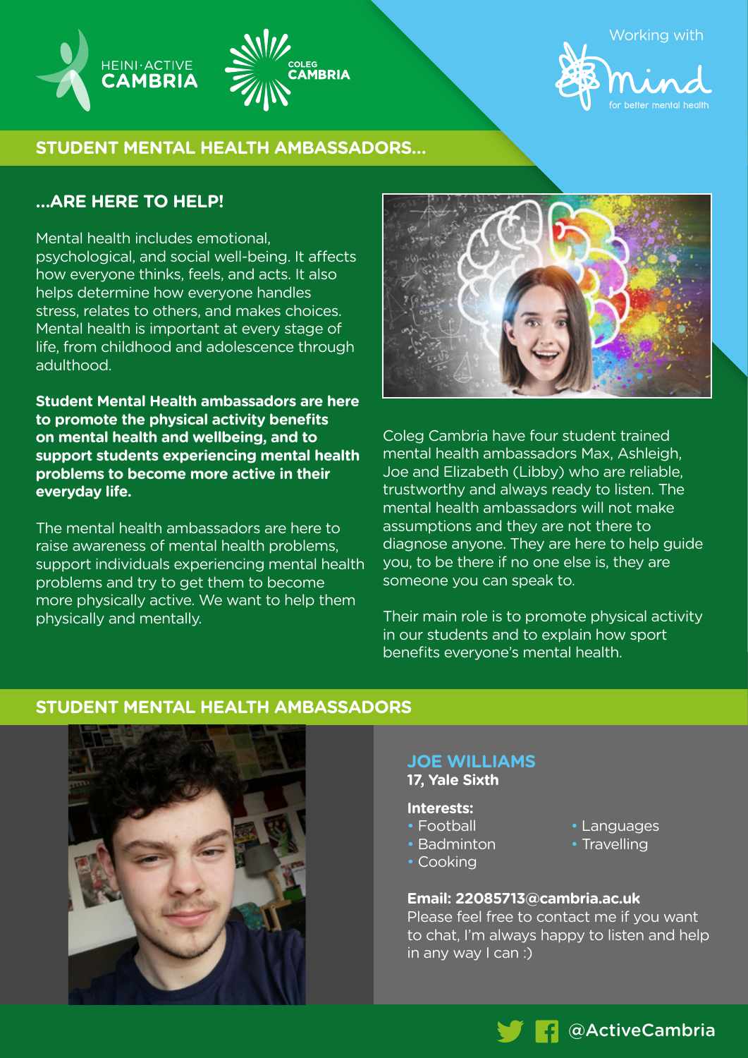HEINI·ACTIVE CAMBRIA

COLEG CAMBRIA

Working with mind for better mental health

## STUDENT MENTAL HEALTH AMBASSADORS...

### ...ARE HERE TO HELP!

Mental health includes emotional, psychological, and social well-being. It affects how everyone thinks, feels, and acts. It also helps determine how everyone handles stress, relates to others, and makes choices. Mental health is important at every stage of life, from childhood and adolescence through adulthood.

**Student Mental Health ambassadors are here to promote the physical activity benefits on mental health and wellbeing, and to support students experiencing mental health problems to become more active in their everyday life.**

The mental health ambassadors are here to raise awareness of mental health problems, support individuals experiencing mental health problems and try to get them to become more physically active. We want to help them physically and mentally.

Coleg Cambria have four student trained mental health ambassadors Max, Ashleigh, Joe and Elizabeth (Libby) who are reliable, trustworthy and always ready to listen. The mental health ambassadors will not make assumptions and they are not there to diagnose anyone. They are here to help guide you, to be there if no one else is, they are someone you can speak to.

Their main role is to promote physical activity in our students and to explain how sport benefits everyone's mental health.

## STUDENT MENTAL HEALTH AMBASSADORS

### JOE WILLIAMS

**17, Yale Sixth**

**Interests:**

- Football
- Badminton
- Cooking
- Languages
- Travelling

**Email: 22085713@cambria.ac.uk**

Please feel free to contact me if you want to chat, I'm always happy to listen and help in any way I can :)

@ActiveCambria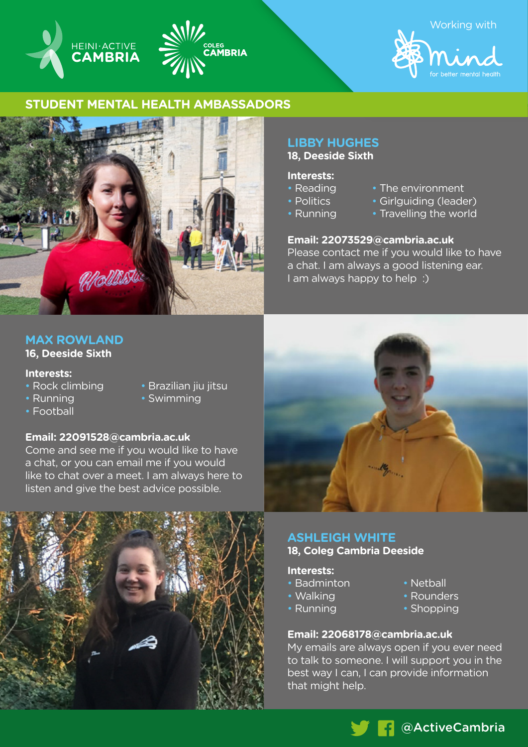HEINI·ACTIVE CAMBRIA

COLEG CAMBRIA

Working with mind for better mental health

## STUDENT MENTAL HEALTH AMBASSADORS

### LIBBY HUGHES

**18, Deeside Sixth**

**Interests:**

- Reading
- Politics
- Running
- The environment
- Girlguiding (leader)
- Travelling the world

**Email: 22073529@cambria.ac.uk**

Please contact me if you would like to have a chat. I am always a good listening ear. I am always happy to help :)

### MAX ROWLAND

**16, Deeside Sixth**

**Interests:**

- Rock climbing
- Running
- Football
- Brazilian jiu jitsu
- Swimming

**Email: 22091528@cambria.ac.uk**

Come and see me if you would like to have a chat, or you can email me if you would like to chat over a meet. I am always here to listen and give the best advice possible.

### ASHLEIGH WHITE

**18, Coleg Cambria Deeside**

**Interests:**

- Badminton
- Walking
- Running
- Netball
- Rounders
- Shopping

**Email: 22068178@cambria.ac.uk**

My emails are always open if you ever need to talk to someone. I will support you in the best way I can, I can provide information that might help.

@ActiveCambria